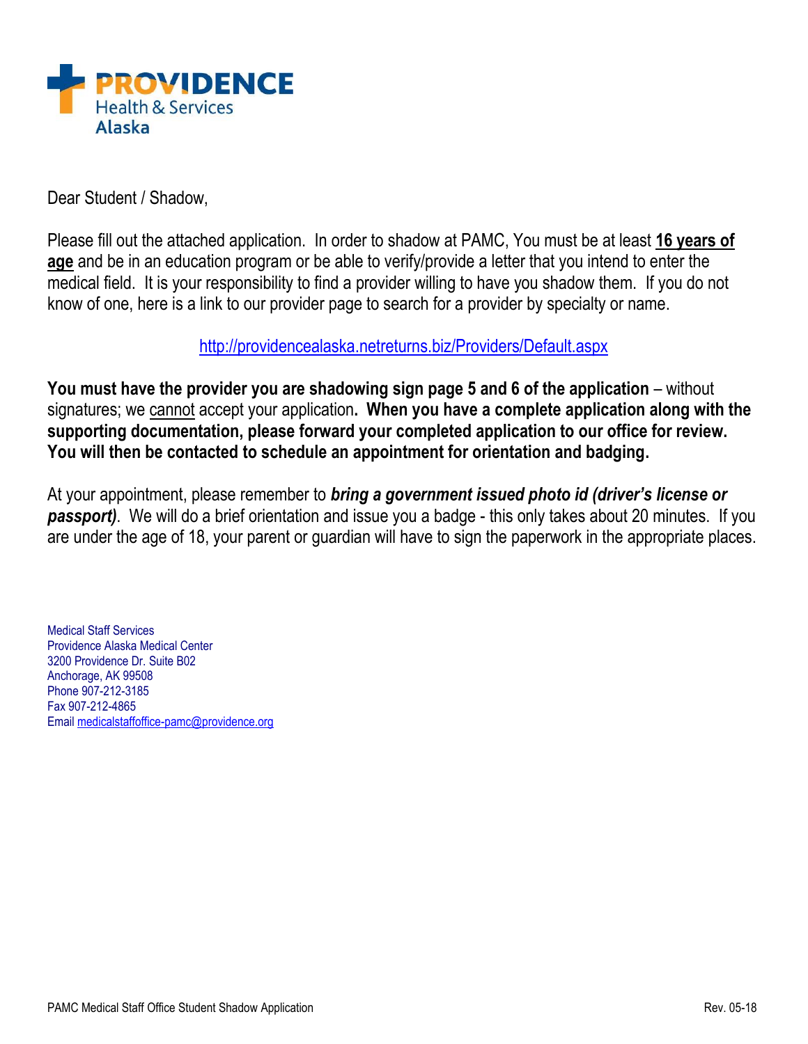**PROVIDENCE**
Health & Services
**Alaska**

Dear Student / Shadow,

Please fill out the attached application. In order to shadow at PAMC, You must be at least **16 years of age** and be in an education program or be able to verify/provide a letter that you intend to enter the medical field. It is your responsibility to find a provider willing to have you shadow them. If you do not know of one, here is a link to our provider page to search for a provider by specialty or name.

http://providencealaska.netreturns.biz/Providers/Default.aspx

**You must have the provider you are shadowing sign page 5 and 6 of the application** – without signatures; we cannot accept your application**. When you have a complete application along with the supporting documentation, please forward your completed application to our office for review. You will then be contacted to schedule an appointment for orientation and badging.**

At your appointment, please remember to ***bring a government issued photo id (driver's license or passport)***. We will do a brief orientation and issue you a badge - this only takes about 20 minutes. If you are under the age of 18, your parent or guardian will have to sign the paperwork in the appropriate places.

Medical Staff Services
Providence Alaska Medical Center
3200 Providence Dr. Suite B02
Anchorage, AK 99508
Phone 907-212-3185
Fax 907-212-4865
Email medicalstaffoffice-pamc@providence.org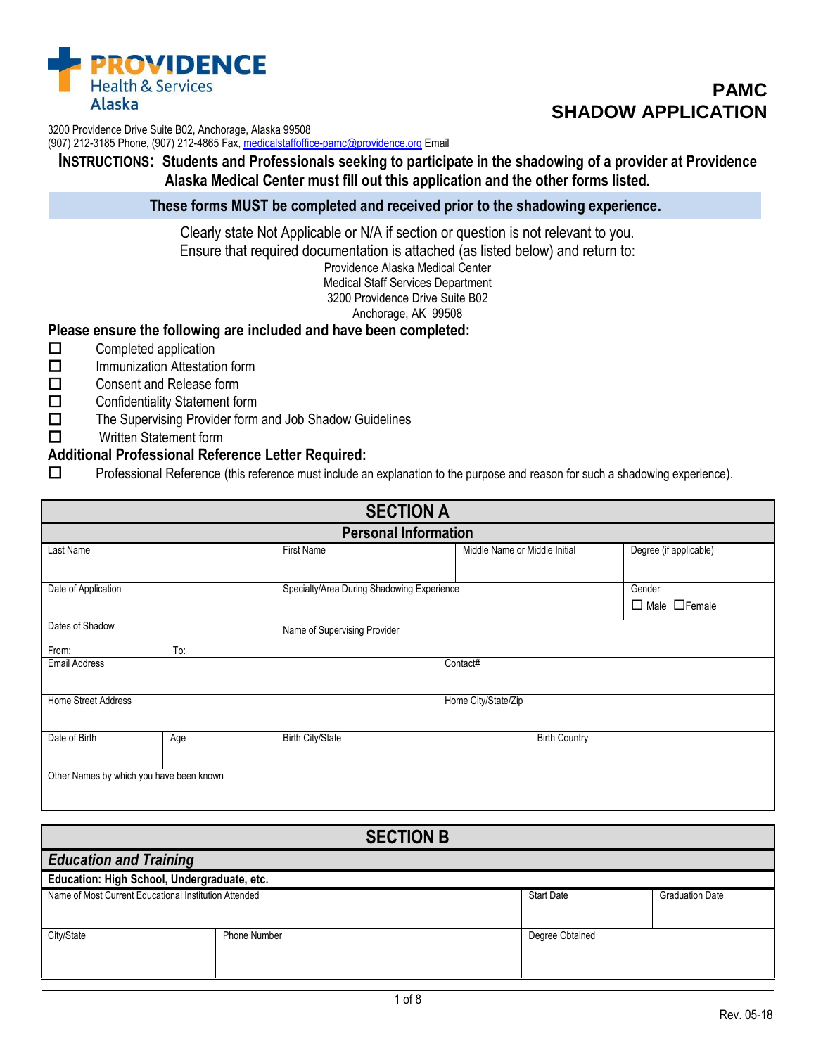Providence Health & Services Alaska

# PAMC SHADOW APPLICATION

3200 Providence Drive Suite B02, Anchorage, Alaska 99508
(907) 212-3185 Phone, (907) 212-4865 Fax, medicalstaffoffice-pamc@providence.org Email

**INSTRUCTIONS: Students and Professionals seeking to participate in the shadowing of a provider at Providence Alaska Medical Center must fill out this application and the other forms listed.**

**These forms MUST be completed and received prior to the shadowing experience.**

Clearly state Not Applicable or N/A if section or question is not relevant to you.
Ensure that required documentation is attached (as listed below) and return to:

Providence Alaska Medical Center
Medical Staff Services Department
3200 Providence Drive Suite B02
Anchorage, AK 99508

**Please ensure the following are included and have been completed:**

- ☐ Completed application
- ☐ Immunization Attestation form
- ☐ Consent and Release form
- ☐ Confidentiality Statement form
- ☐ The Supervising Provider form and Job Shadow Guidelines
- ☐ Written Statement form

**Additional Professional Reference Letter Required:**

- ☐ Professional Reference (this reference must include an explanation to the purpose and reason for such a shadowing experience).

## SECTION A

### Personal Information

| Last Name | First Name | Middle Name or Middle Initial | Degree (if applicable) |
|---|---|---|---|
| Date of Application | Specialty/Area During Shadowing Experience | | Gender ☐ Male ☐ Female |
| Dates of Shadow From: To: | Name of Supervising Provider | | |
| Email Address | | Contact# | |
| Home Street Address | | Home City/State/Zip | |

| Date of Birth | Age | Birth City/State | Birth Country |
|---|---|---|---|
| Other Names by which you have been known | | | |

## SECTION B

### *Education and Training*

**Education: High School, Undergraduate, etc.**

| Name of Most Current Educational Institution Attended | | Start Date | Graduation Date |
|---|---|---|---|
| City/State | Phone Number | Degree Obtained | |

Rev. 05-18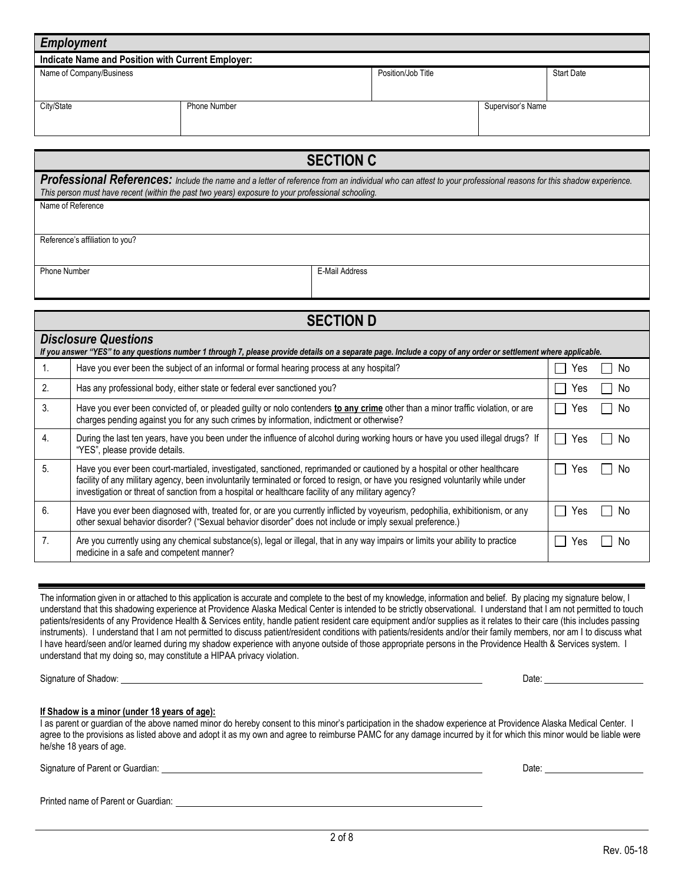## *Employment*

**Indicate Name and Position with Current Employer:**

| Name of Company/Business | | Position/Job Title | Start Date |
|---|---|---|---|
| | | | |

| City/State | Phone Number | Supervisor's Name |
|---|---|---|
| | | |

## SECTION C

***Professional References:*** *Include the name and a letter of reference from an individual who can attest to your professional reasons for this shadow experience. This person must have recent (within the past two years) exposure to your professional schooling.*

| Name of Reference | |
|---|---|
| | |
| Reference's affiliation to you? | |
| | |
| Phone Number | E-Mail Address |
| | |

## SECTION D

### *Disclosure Questions*

***If you answer "YES" to any questions number 1 through 7, please provide details on a separate page. Include a copy of any order or settlement where applicable.***

| # | Question | Answer |
|---|---|---|
| 1. | Have you ever been the subject of an informal or formal hearing process at any hospital? | ☐ Yes ☐ No |
| 2. | Has any professional body, either state or federal ever sanctioned you? | ☐ Yes ☐ No |
| 3. | Have you ever been convicted of, or pleaded guilty or nolo contenders **<u>to any crime</u>** other than a minor traffic violation, or are charges pending against you for any such crimes by information, indictment or otherwise? | ☐ Yes ☐ No |
| 4. | During the last ten years, have you been under the influence of alcohol during working hours or have you used illegal drugs? If "YES", please provide details. | ☐ Yes ☐ No |
| 5. | Have you ever been court-martialed, investigated, sanctioned, reprimanded or cautioned by a hospital or other healthcare facility of any military agency, been involuntarily terminated or forced to resign, or have you resigned voluntarily while under investigation or threat of sanction from a hospital or healthcare facility of any military agency? | ☐ Yes ☐ No |
| 6. | Have you ever been diagnosed with, treated for, or are you currently inflicted by voyeurism, pedophilia, exhibitionism, or any other sexual behavior disorder? ("Sexual behavior disorder" does not include or imply sexual preference.) | ☐ Yes ☐ No |
| 7. | Are you currently using any chemical substance(s), legal or illegal, that in any way impairs or limits your ability to practice medicine in a safe and competent manner? | ☐ Yes ☐ No |

---

The information given in or attached to this application is accurate and complete to the best of my knowledge, information and belief. By placing my signature below, I understand that this shadowing experience at Providence Alaska Medical Center is intended to be strictly observational. I understand that I am not permitted to touch patients/residents of any Providence Health & Services entity, handle patient resident care equipment and/or supplies as it relates to their care (this includes passing instruments). I understand that I am not permitted to discuss patient/resident conditions with patients/residents and/or their family members, nor am I to discuss what I have heard/seen and/or learned during my shadow experience with anyone outside of those appropriate persons in the Providence Health & Services system. I understand that my doing so, may constitute a HIPAA privacy violation.

Signature of Shadow: ______________________________ Date: ______________

**<u>If Shadow is a minor (under 18 years of age):</u>**

I as parent or guardian of the above named minor do hereby consent to this minor's participation in the shadow experience at Providence Alaska Medical Center. I agree to the provisions as listed above and adopt it as my own and agree to reimburse PAMC for any damage incurred by it for which this minor would be liable were he/she 18 years of age.

Signature of Parent or Guardian: ______________________________ Date: ______________

Printed name of Parent or Guardian: ______________________________

Rev. 05-18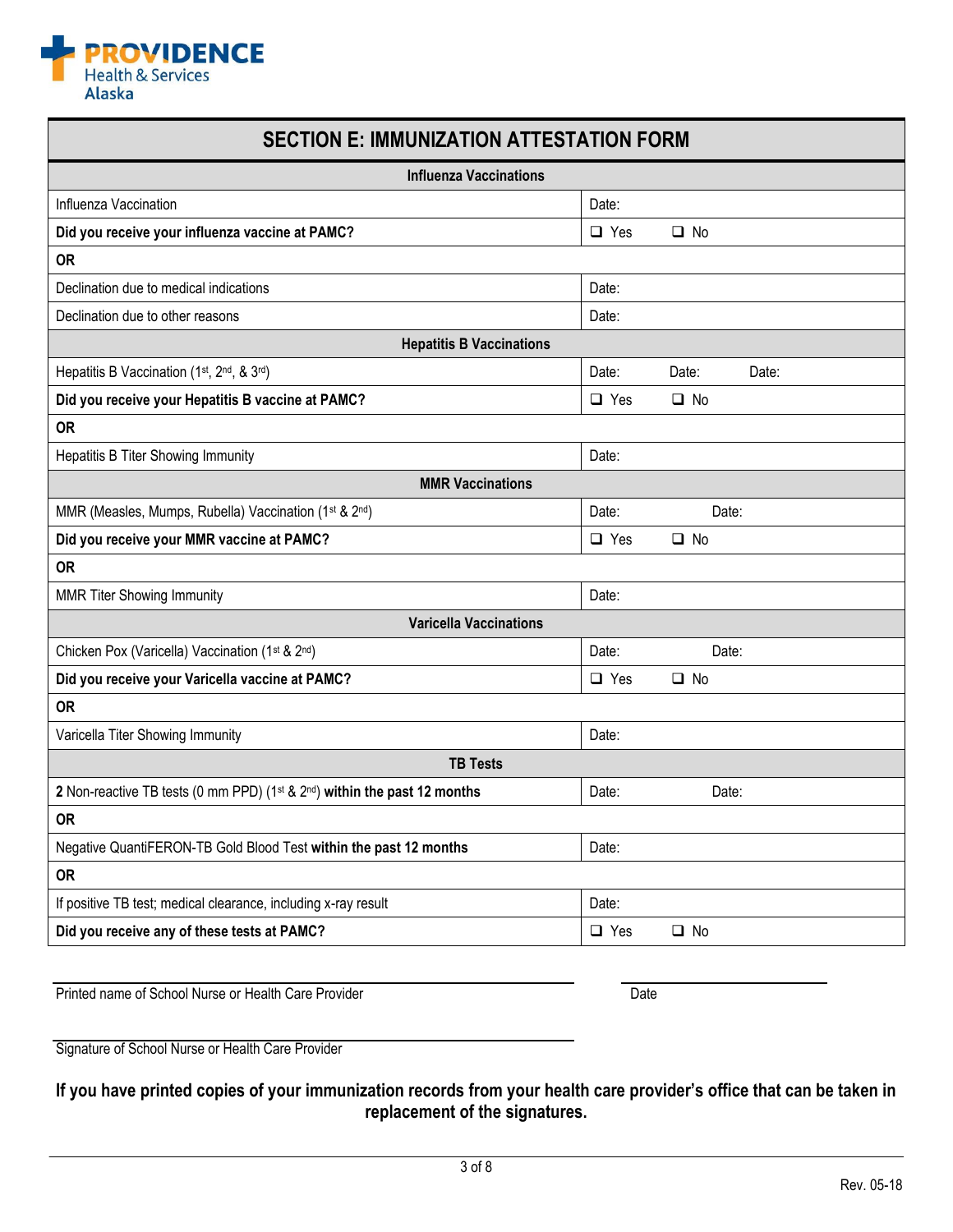**PROVIDENCE Health & Services Alaska**

# SECTION E: IMMUNIZATION ATTESTATION FORM

| Influenza Vaccinations | |
|---|---|
| Influenza Vaccination | Date: |
| **Did you receive your influenza vaccine at PAMC?** | ❑ Yes ❑ No |
| **OR** | |
| Declination due to medical indications | Date: |
| Declination due to other reasons | Date: |
| **Hepatitis B Vaccinations** | |
| Hepatitis B Vaccination (1st, 2nd, & 3rd) | Date: Date: Date: |
| **Did you receive your Hepatitis B vaccine at PAMC?** | ❑ Yes ❑ No |
| **OR** | |
| Hepatitis B Titer Showing Immunity | Date: |
| **MMR Vaccinations** | |
| MMR (Measles, Mumps, Rubella) Vaccination (1st & 2nd) | Date: Date: |
| **Did you receive your MMR vaccine at PAMC?** | ❑ Yes ❑ No |
| **OR** | |
| MMR Titer Showing Immunity | Date: |
| **Varicella Vaccinations** | |
| Chicken Pox (Varicella) Vaccination (1st & 2nd) | Date: Date: |
| **Did you receive your Varicella vaccine at PAMC?** | ❑ Yes ❑ No |
| **OR** | |
| Varicella Titer Showing Immunity | Date: |
| **TB Tests** | |
| **2** Non-reactive TB tests (0 mm PPD) (1st & 2nd) **within the past 12 months** | Date: Date: |
| **OR** | |
| Negative QuantiFERON-TB Gold Blood Test **within the past 12 months** | Date: |
| **OR** | |
| If positive TB test; medical clearance, including x-ray result | Date: |
| **Did you receive any of these tests at PAMC?** | ❑ Yes ❑ No |

______________________________________________ ____________________

Printed name of School Nurse or Health Care Provider Date

______________________________________________

Signature of School Nurse or Health Care Provider

**If you have printed copies of your immunization records from your health care provider's office that can be taken in replacement of the signatures.**

Rev. 05-18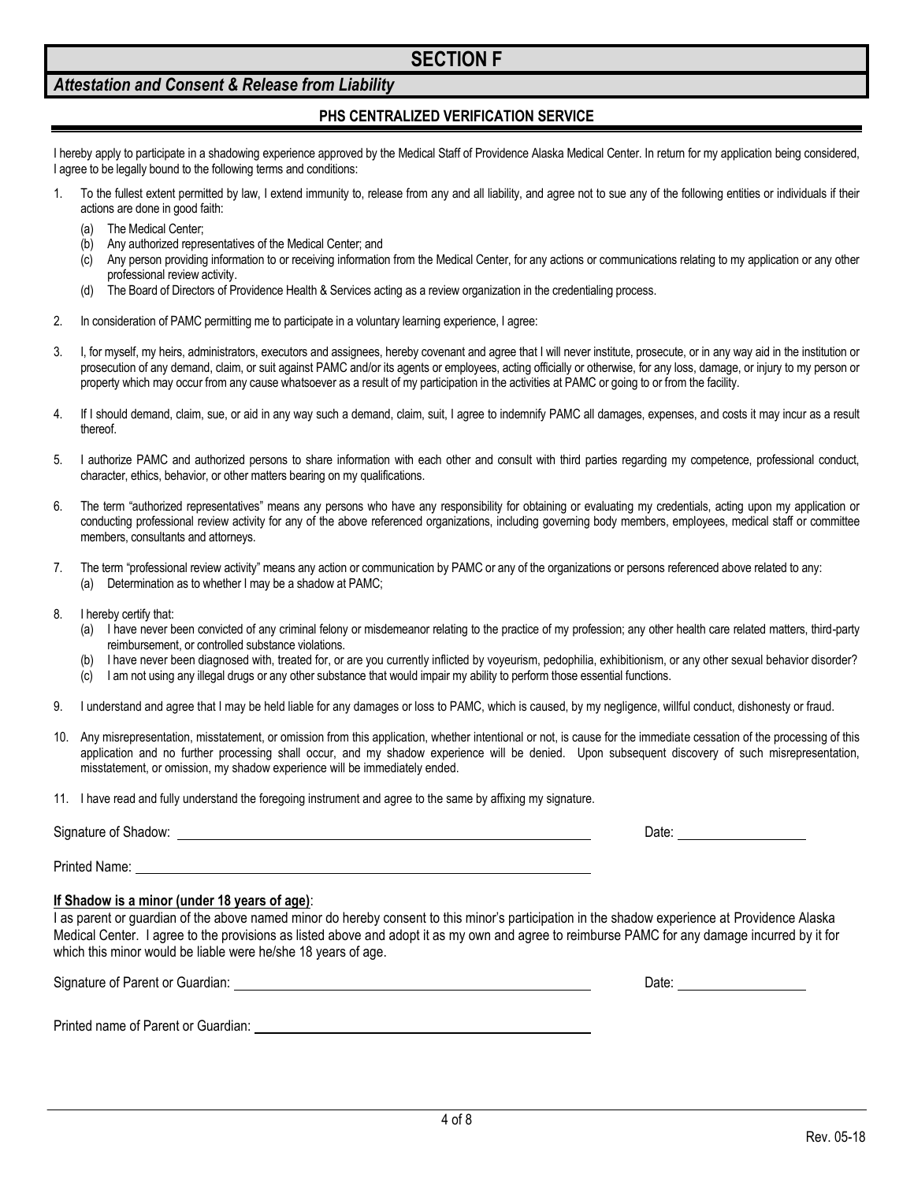# SECTION F

## *Attestation and Consent & Release from Liability*

### PHS CENTRALIZED VERIFICATION SERVICE

I hereby apply to participate in a shadowing experience approved by the Medical Staff of Providence Alaska Medical Center. In return for my application being considered, I agree to be legally bound to the following terms and conditions:

1. To the fullest extent permitted by law, I extend immunity to, release from any and all liability, and agree not to sue any of the following entities or individuals if their actions are done in good faith:
   - (a) The Medical Center;
   - (b) Any authorized representatives of the Medical Center; and
   - (c) Any person providing information to or receiving information from the Medical Center, for any actions or communications relating to my application or any other professional review activity.
   - (d) The Board of Directors of Providence Health & Services acting as a review organization in the credentialing process.

2. In consideration of PAMC permitting me to participate in a voluntary learning experience, I agree:

3. I, for myself, my heirs, administrators, executors and assignees, hereby covenant and agree that I will never institute, prosecute, or in any way aid in the institution or prosecution of any demand, claim, or suit against PAMC and/or its agents or employees, acting officially or otherwise, for any loss, damage, or injury to my person or property which may occur from any cause whatsoever as a result of my participation in the activities at PAMC or going to or from the facility.

4. If I should demand, claim, sue, or aid in any way such a demand, claim, suit, I agree to indemnify PAMC all damages, expenses, and costs it may incur as a result thereof.

5. I authorize PAMC and authorized persons to share information with each other and consult with third parties regarding my competence, professional conduct, character, ethics, behavior, or other matters bearing on my qualifications.

6. The term "authorized representatives" means any persons who have any responsibility for obtaining or evaluating my credentials, acting upon my application or conducting professional review activity for any of the above referenced organizations, including governing body members, employees, medical staff or committee members, consultants and attorneys.

7. The term "professional review activity" means any action or communication by PAMC or any of the organizations or persons referenced above related to any:
   - (a) Determination as to whether I may be a shadow at PAMC;

8. I hereby certify that:
   - (a) I have never been convicted of any criminal felony or misdemeanor relating to the practice of my profession; any other health care related matters, third-party reimbursement, or controlled substance violations.
   - (b) I have never been diagnosed with, treated for, or are you currently inflicted by voyeurism, pedophilia, exhibitionism, or any other sexual behavior disorder?
   - (c) I am not using any illegal drugs or any other substance that would impair my ability to perform those essential functions.

9. I understand and agree that I may be held liable for any damages or loss to PAMC, which is caused, by my negligence, willful conduct, dishonesty or fraud.

10. Any misrepresentation, misstatement, or omission from this application, whether intentional or not, is cause for the immediate cessation of the processing of this application and no further processing shall occur, and my shadow experience will be denied. Upon subsequent discovery of such misrepresentation, misstatement, or omission, my shadow experience will be immediately ended.

11. I have read and fully understand the foregoing instrument and agree to the same by affixing my signature.

Signature of Shadow: ______________________________ Date: ______________

Printed Name: ______________________________

**If Shadow is a minor (under 18 years of age)**:

I as parent or guardian of the above named minor do hereby consent to this minor's participation in the shadow experience at Providence Alaska Medical Center. I agree to the provisions as listed above and adopt it as my own and agree to reimburse PAMC for any damage incurred by it for which this minor would be liable were he/she 18 years of age.

Signature of Parent or Guardian: ______________________________ Date: ______________

Printed name of Parent or Guardian: ______________________________

Rev. 05-18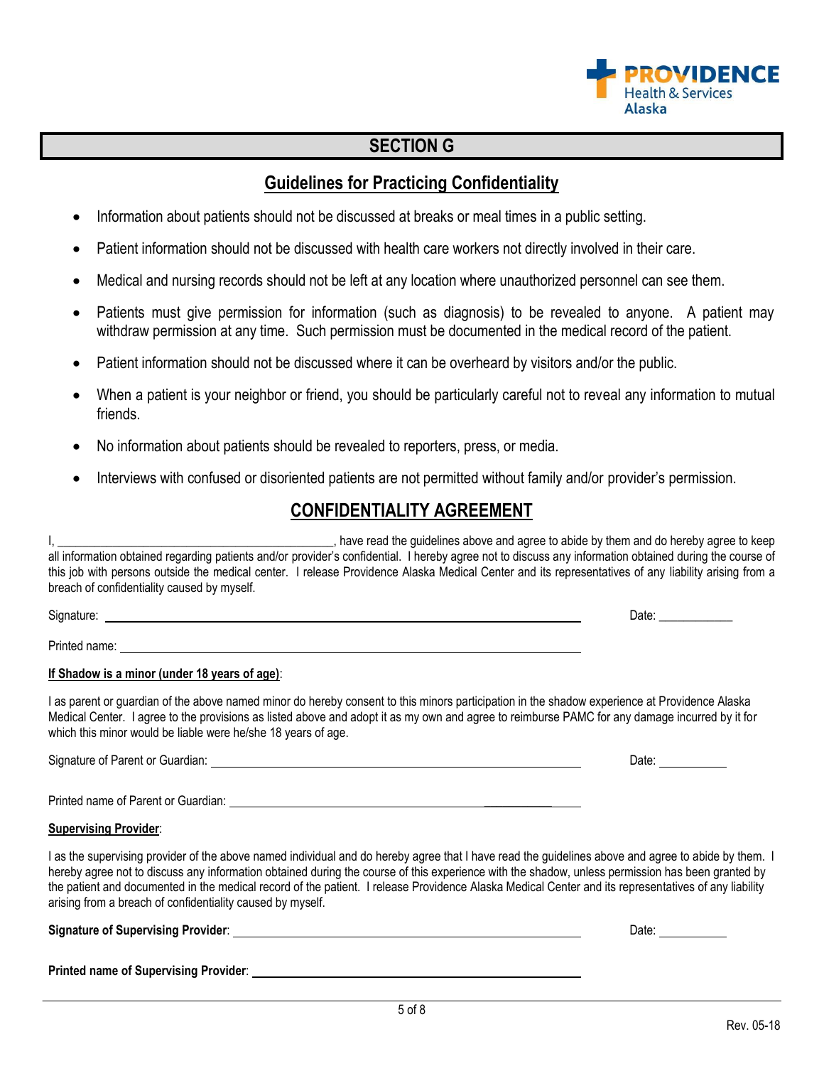## SECTION G

### Guidelines for Practicing Confidentiality

- Information about patients should not be discussed at breaks or meal times in a public setting.
- Patient information should not be discussed with health care workers not directly involved in their care.
- Medical and nursing records should not be left at any location where unauthorized personnel can see them.
- Patients must give permission for information (such as diagnosis) to be revealed to anyone. A patient may withdraw permission at any time. Such permission must be documented in the medical record of the patient.
- Patient information should not be discussed where it can be overheard by visitors and/or the public.
- When a patient is your neighbor or friend, you should be particularly careful not to reveal any information to mutual friends.
- No information about patients should be revealed to reporters, press, or media.
- Interviews with confused or disoriented patients are not permitted without family and/or provider's permission.

### CONFIDENTIALITY AGREEMENT

I, ____________________________________________, have read the guidelines above and agree to abide by them and do hereby agree to keep all information obtained regarding patients and/or provider's confidential. I hereby agree not to discuss any information obtained during the course of this job with persons outside the medical center. I release Providence Alaska Medical Center and its representatives of any liability arising from a breach of confidentiality caused by myself.

Signature: ____________________________________________ Date: ____________

Printed name: ____________________________________________

**If Shadow is a minor (under 18 years of age)**:

I as parent or guardian of the above named minor do hereby consent to this minors participation in the shadow experience at Providence Alaska Medical Center. I agree to the provisions as listed above and adopt it as my own and agree to reimburse PAMC for any damage incurred by it for which this minor would be liable were he/she 18 years of age.

Signature of Parent or Guardian: ____________________________________________ Date: ___________

Printed name of Parent or Guardian: ____________________________________________

**Supervising Provider**:

I as the supervising provider of the above named individual and do hereby agree that I have read the guidelines above and agree to abide by them. I hereby agree not to discuss any information obtained during the course of this experience with the shadow, unless permission has been granted by the patient and documented in the medical record of the patient. I release Providence Alaska Medical Center and its representatives of any liability arising from a breach of confidentiality caused by myself.

**Signature of Supervising Provider**: ____________________________________________ Date: ___________

**Printed name of Supervising Provider**: ____________________________________________

Rev. 05-18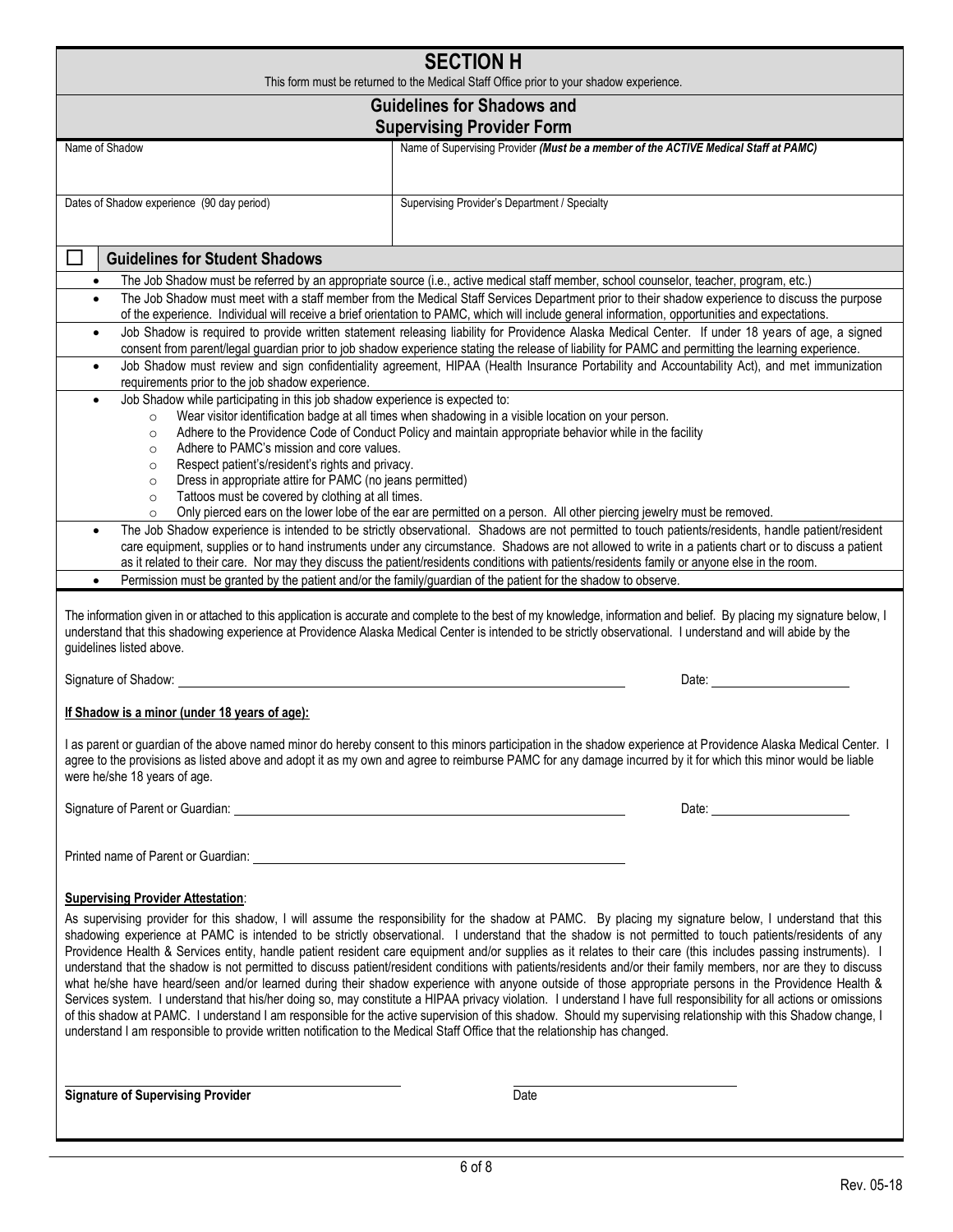# SECTION H

This form must be returned to the Medical Staff Office prior to your shadow experience.

## Guidelines for Shadows and Supervising Provider Form

| Name of Shadow | Name of Supervising Provider *(Must be a member of the ACTIVE Medical Staff at PAMC)* |
|---|---|
| | |
| **Dates of Shadow experience (90 day period)** | **Supervising Provider's Department / Specialty** |
| | |

### ☐ Guidelines for Student Shadows

- The Job Shadow must be referred by an appropriate source (i.e., active medical staff member, school counselor, teacher, program, etc.)
- The Job Shadow must meet with a staff member from the Medical Staff Services Department prior to their shadow experience to discuss the purpose of the experience. Individual will receive a brief orientation to PAMC, which will include general information, opportunities and expectations.
- Job Shadow is required to provide written statement releasing liability for Providence Alaska Medical Center. If under 18 years of age, a signed consent from parent/legal guardian prior to job shadow experience stating the release of liability for PAMC and permitting the learning experience.
- Job Shadow must review and sign confidentiality agreement, HIPAA (Health Insurance Portability and Accountability Act), and met immunization requirements prior to the job shadow experience.
- Job Shadow while participating in this job shadow experience is expected to:
  - Wear visitor identification badge at all times when shadowing in a visible location on your person.
  - Adhere to the Providence Code of Conduct Policy and maintain appropriate behavior while in the facility
  - Adhere to PAMC's mission and core values.
  - Respect patient's/resident's rights and privacy.
  - Dress in appropriate attire for PAMC (no jeans permitted)
  - Tattoos must be covered by clothing at all times.
  - Only pierced ears on the lower lobe of the ear are permitted on a person. All other piercing jewelry must be removed.
- The Job Shadow experience is intended to be strictly observational. Shadows are not permitted to touch patients/residents, handle patient/resident care equipment, supplies or to hand instruments under any circumstance. Shadows are not allowed to write in a patients chart or to discuss a patient as it related to their care. Nor may they discuss the patient/residents conditions with patients/residents family or anyone else in the room.
- Permission must be granted by the patient and/or the family/guardian of the patient for the shadow to observe.

The information given in or attached to this application is accurate and complete to the best of my knowledge, information and belief. By placing my signature below, I understand that this shadowing experience at Providence Alaska Medical Center is intended to be strictly observational. I understand and will abide by the guidelines listed above.

Signature of Shadow: ______________________________ Date: ______________

**If Shadow is a minor (under 18 years of age):**

I as parent or guardian of the above named minor do hereby consent to this minors participation in the shadow experience at Providence Alaska Medical Center. I agree to the provisions as listed above and adopt it as my own and agree to reimburse PAMC for any damage incurred by it for which this minor would be liable were he/she 18 years of age.

Signature of Parent or Guardian: ______________________________ Date: ______________

Printed name of Parent or Guardian: ______________________________

**Supervising Provider Attestation**:

As supervising provider for this shadow, I will assume the responsibility for the shadow at PAMC. By placing my signature below, I understand that this shadowing experience at PAMC is intended to be strictly observational. I understand that the shadow is not permitted to touch patients/residents of any Providence Health & Services entity, handle patient resident care equipment and/or supplies as it relates to their care (this includes passing instruments). I understand that the shadow is not permitted to discuss patient/resident conditions with patients/residents and/or their family members, nor are they to discuss what he/she have heard/seen and/or learned during their shadow experience with anyone outside of those appropriate persons in the Providence Health & Services system. I understand that his/her doing so, may constitute a HIPAA privacy violation. I understand I have full responsibility for all actions or omissions of this shadow at PAMC. I understand I am responsible for the active supervision of this shadow. Should my supervising relationship with this Shadow change, I understand I am responsible to provide written notification to the Medical Staff Office that the relationship has changed.

______________________________ ______________________________

**Signature of Supervising Provider** Date

Rev. 05-18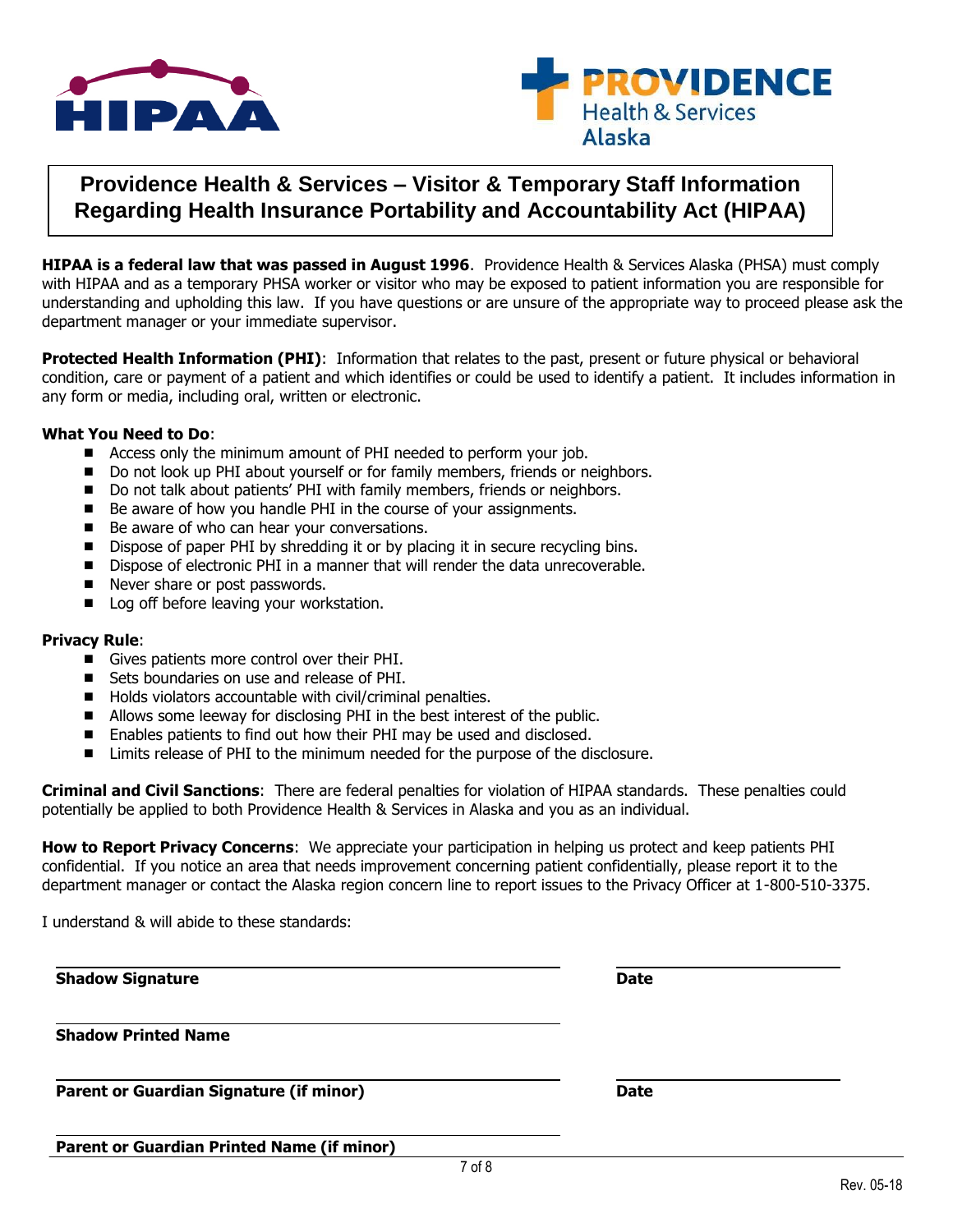# Providence Health & Services – Visitor & Temporary Staff Information Regarding Health Insurance Portability and Accountability Act (HIPAA)

**HIPAA is a federal law that was passed in August 1996**. Providence Health & Services Alaska (PHSA) must comply with HIPAA and as a temporary PHSA worker or visitor who may be exposed to patient information you are responsible for understanding and upholding this law. If you have questions or are unsure of the appropriate way to proceed please ask the department manager or your immediate supervisor.

**Protected Health Information (PHI)**: Information that relates to the past, present or future physical or behavioral condition, care or payment of a patient and which identifies or could be used to identify a patient. It includes information in any form or media, including oral, written or electronic.

**What You Need to Do**:

- Access only the minimum amount of PHI needed to perform your job.
- Do not look up PHI about yourself or for family members, friends or neighbors.
- Do not talk about patients' PHI with family members, friends or neighbors.
- Be aware of how you handle PHI in the course of your assignments.
- Be aware of who can hear your conversations.
- Dispose of paper PHI by shredding it or by placing it in secure recycling bins.
- Dispose of electronic PHI in a manner that will render the data unrecoverable.
- Never share or post passwords.
- Log off before leaving your workstation.

**Privacy Rule**:

- Gives patients more control over their PHI.
- Sets boundaries on use and release of PHI.
- Holds violators accountable with civil/criminal penalties.
- Allows some leeway for disclosing PHI in the best interest of the public.
- Enables patients to find out how their PHI may be used and disclosed.
- Limits release of PHI to the minimum needed for the purpose of the disclosure.

**Criminal and Civil Sanctions**: There are federal penalties for violation of HIPAA standards. These penalties could potentially be applied to both Providence Health & Services in Alaska and you as an individual.

**How to Report Privacy Concerns**: We appreciate your participation in helping us protect and keep patients PHI confidential. If you notice an area that needs improvement concerning patient confidentially, please report it to the department manager or contact the Alaska region concern line to report issues to the Privacy Officer at 1-800-510-3375.

I understand & will abide to these standards:

______________________________ ______________

**Shadow Signature** **Date**

______________________________

**Shadow Printed Name**

______________________________ ______________

**Parent or Guardian Signature (if minor)** **Date**

______________________________

**Parent or Guardian Printed Name (if minor)**

Rev. 05-18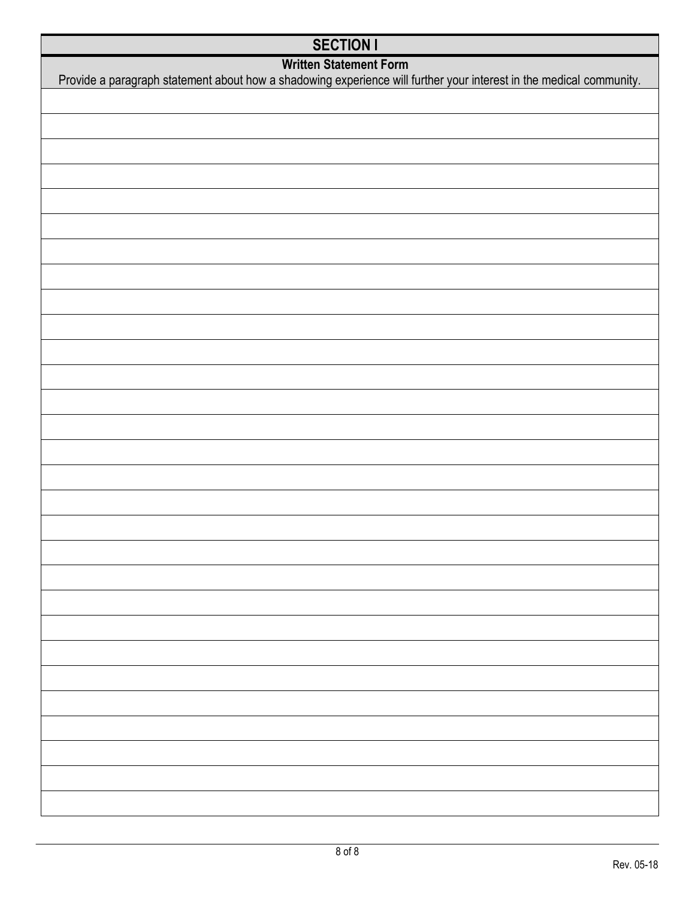## SECTION I

### Written Statement Form

Provide a paragraph statement about how a shadowing experience will further your interest in the medical community.

Rev. 05-18